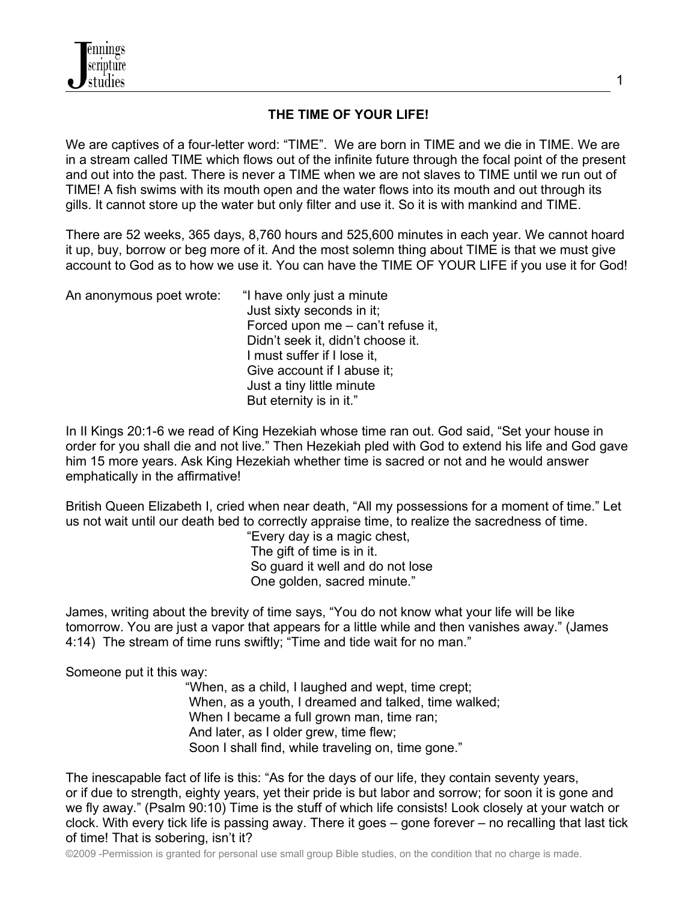# THE TIME OF YOUR LIFE!

We are captives of a four-letter word: "TIME". We are born in TIME and we die in TIME. We are in a stream called TIME which flows out of the infinite future through the focal point of the present and out into the past. There is never a TIME when we are not slaves to TIME until we run out of TIME! A fish swims with its mouth open and the water flows into its mouth and out through its gills. It cannot store up the water but only filter and use it. So it is with mankind and TIME.

There are 52 weeks, 365 days, 8,760 hours and 525,600 minutes in each year. We cannot hoard it up, buy, borrow or beg more of it. And the most solemn thing about TIME is that we must give account to God as to how we use it. You can have the TIME OF YOUR LIFE if you use it for God!

An anonymous poet wrote:

> "I have only just a minute
> Just sixty seconds in it;
> Forced upon me – can't refuse it,
> Didn't seek it, didn't choose it.
> I must suffer if I lose it,
> Give account if I abuse it;
> Just a tiny little minute
> But eternity is in it."

In II Kings 20:1-6 we read of King Hezekiah whose time ran out. God said, "Set your house in order for you shall die and not live." Then Hezekiah pled with God to extend his life and God gave him 15 more years. Ask King Hezekiah whether time is sacred or not and he would answer emphatically in the affirmative!

British Queen Elizabeth I, cried when near death, "All my possessions for a moment of time." Let us not wait until our death bed to correctly appraise time, to realize the sacredness of time.

> "Every day is a magic chest,
> The gift of time is in it.
> So guard it well and do not lose
> One golden, sacred minute."

James, writing about the brevity of time says, "You do not know what your life will be like tomorrow. You are just a vapor that appears for a little while and then vanishes away." (James 4:14) The stream of time runs swiftly; "Time and tide wait for no man."

Someone put it this way:

> "When, as a child, I laughed and wept, time crept;
> When, as a youth, I dreamed and talked, time walked;
> When I became a full grown man, time ran;
> And later, as I older grew, time flew;
> Soon I shall find, while traveling on, time gone."

The inescapable fact of life is this: "As for the days of our life, they contain seventy years, or if due to strength, eighty years, yet their pride is but labor and sorrow; for soon it is gone and we fly away." (Psalm 90:10) Time is the stuff of which life consists! Look closely at your watch or clock. With every tick life is passing away. There it goes – gone forever – no recalling that last tick of time! That is sobering, isn't it?

©2009 -Permission is granted for personal use small group Bible studies, on the condition that no charge is made.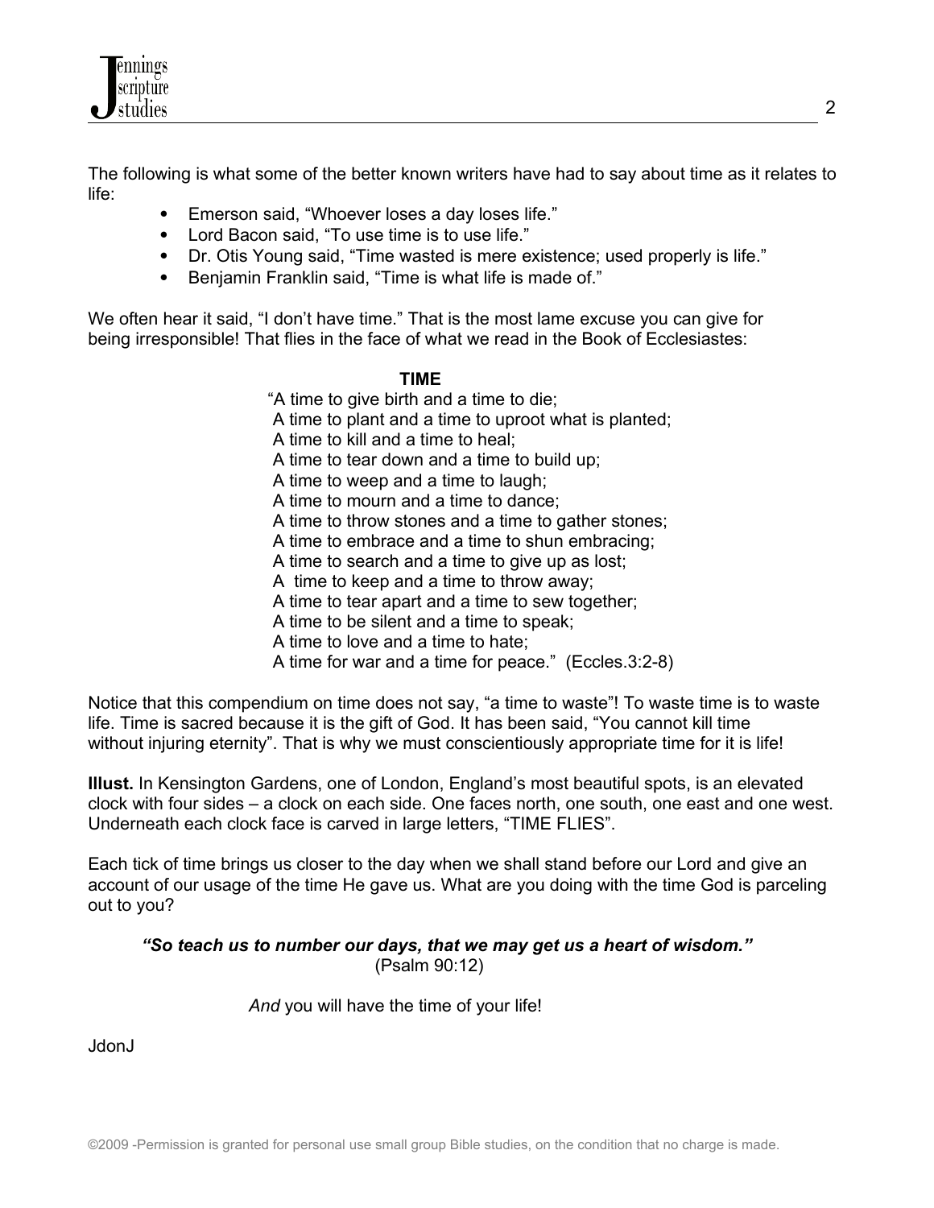The following is what some of the better known writers have had to say about time as it relates to life:

- Emerson said, “Whoever loses a day loses life.”
- Lord Bacon said, “To use time is to use life.”
- Dr. Otis Young said, “Time wasted is mere existence; used properly is life.”
- Benjamin Franklin said, “Time is what life is made of.”

We often hear it said, “I don’t have time.” That is the most lame excuse you can give for being irresponsible! That flies in the face of what we read in the Book of Ecclesiastes:

**TIME**

“A time to give birth and a time to die;
A time to plant and a time to uproot what is planted;
A time to kill and a time to heal;
A time to tear down and a time to build up;
A time to weep and a time to laugh;
A time to mourn and a time to dance;
A time to throw stones and a time to gather stones;
A time to embrace and a time to shun embracing;
A time to search and a time to give up as lost;
A time to keep and a time to throw away;
A time to tear apart and a time to sew together;
A time to be silent and a time to speak;
A time to love and a time to hate;
A time for war and a time for peace.” (Eccles.3:2-8)

Notice that this compendium on time does not say, “a time to waste”! To waste time is to waste life. Time is sacred because it is the gift of God. It has been said, “You cannot kill time without injuring eternity”. That is why we must conscientiously appropriate time for it is life!

**Illust.** In Kensington Gardens, one of London, England’s most beautiful spots, is an elevated clock with four sides – a clock on each side. One faces north, one south, one east and one west. Underneath each clock face is carved in large letters, “TIME FLIES”.

Each tick of time brings us closer to the day when we shall stand before our Lord and give an account of our usage of the time He gave us. What are you doing with the time God is parceling out to you?

***“So teach us to number our days, that we may get us a heart of wisdom.”***
(Psalm 90:12)

*And* you will have the time of your life!

JdonJ

©2009 -Permission is granted for personal use small group Bible studies, on the condition that no charge is made.